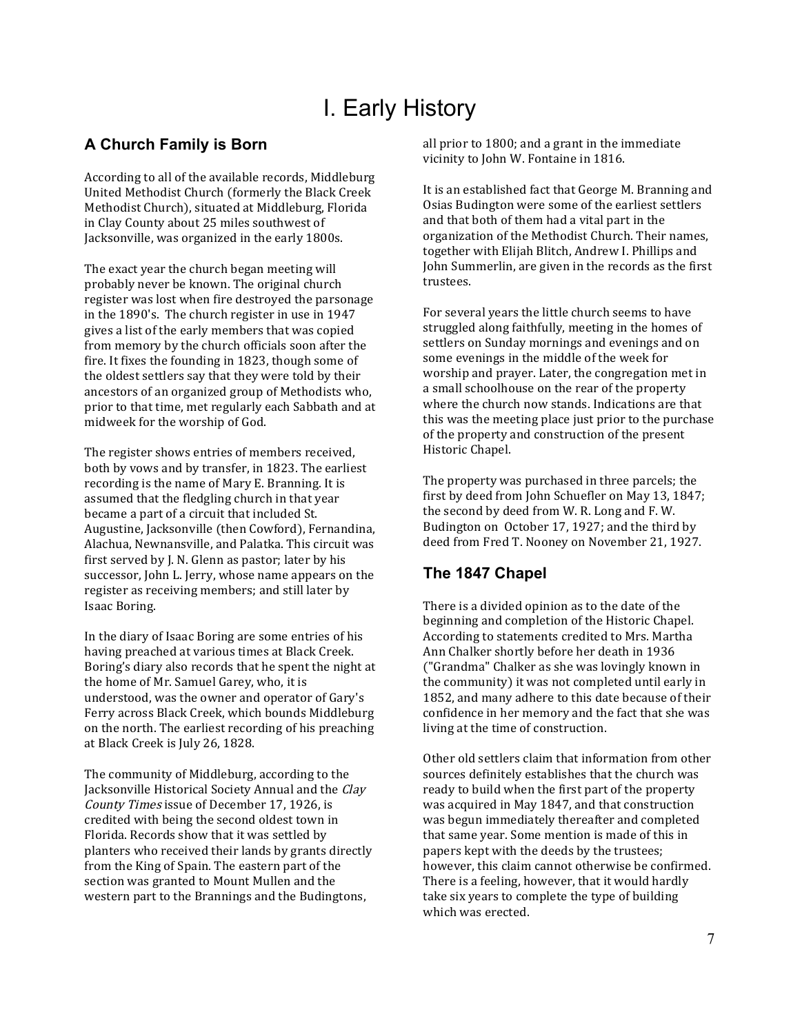# I. Early History

## A Church Family is Born

According to all of the available records, Middleburg United Methodist Church (formerly the Black Creek Methodist Church), situated at Middleburg, Florida in Clay County about 25 miles southwest of Jacksonville, was organized in the early 1800s.

The exact year the church began meeting will probably never be known. The original church register was lost when fire destroyed the parsonage in the 1890's. The church register in use in 1947 gives a list of the early members that was copied from memory by the church officials soon after the fire. It fixes the founding in 1823, though some of the oldest settlers say that they were told by their ancestors of an organized group of Methodists who, prior to that time, met regularly each Sabbath and at midweek for the worship of God.

The register shows entries of members received, both by vows and by transfer, in 1823. The earliest recording is the name of Mary E. Branning. It is assumed that the fledgling church in that year became a part of a circuit that included St. Augustine, Jacksonville (then Cowford), Fernandina, Alachua, Newnansville, and Palatka. This circuit was first served by J. N. Glenn as pastor; later by his successor, John L. Jerry, whose name appears on the register as receiving members; and still later by Isaac Boring.

In the diary of Isaac Boring are some entries of his having preached at various times at Black Creek. Boring's diary also records that he spent the night at the home of Mr. Samuel Garey, who, it is understood, was the owner and operator of Gary's Ferry across Black Creek, which bounds Middleburg on the north. The earliest recording of his preaching at Black Creek is July 26, 1828.

The community of Middleburg, according to the Jacksonville Historical Society Annual and the *Clay County Times* issue of December 17, 1926, is credited with being the second oldest town in Florida. Records show that it was settled by planters who received their lands by grants directly from the King of Spain. The eastern part of the section was granted to Mount Mullen and the western part to the Brannings and the Budingtons, all prior to 1800; and a grant in the immediate vicinity to John W. Fontaine in 1816.

It is an established fact that George M. Branning and Osias Budington were some of the earliest settlers and that both of them had a vital part in the organization of the Methodist Church. Their names, together with Elijah Blitch, Andrew I. Phillips and John Summerlin, are given in the records as the first trustees.

For several years the little church seems to have struggled along faithfully, meeting in the homes of settlers on Sunday mornings and evenings and on some evenings in the middle of the week for worship and prayer. Later, the congregation met in a small schoolhouse on the rear of the property where the church now stands. Indications are that this was the meeting place just prior to the purchase of the property and construction of the present Historic Chapel.

The property was purchased in three parcels; the first by deed from John Schuefler on May 13, 1847; the second by deed from W. R. Long and F. W. Budington on October 17, 1927; and the third by deed from Fred T. Nooney on November 21, 1927.

## The 1847 Chapel

There is a divided opinion as to the date of the beginning and completion of the Historic Chapel. According to statements credited to Mrs. Martha Ann Chalker shortly before her death in 1936 ("Grandma" Chalker as she was lovingly known in the community) it was not completed until early in 1852, and many adhere to this date because of their confidence in her memory and the fact that she was living at the time of construction.

Other old settlers claim that information from other sources definitely establishes that the church was ready to build when the first part of the property was acquired in May 1847, and that construction was begun immediately thereafter and completed that same year. Some mention is made of this in papers kept with the deeds by the trustees; however, this claim cannot otherwise be confirmed. There is a feeling, however, that it would hardly take six years to complete the type of building which was erected.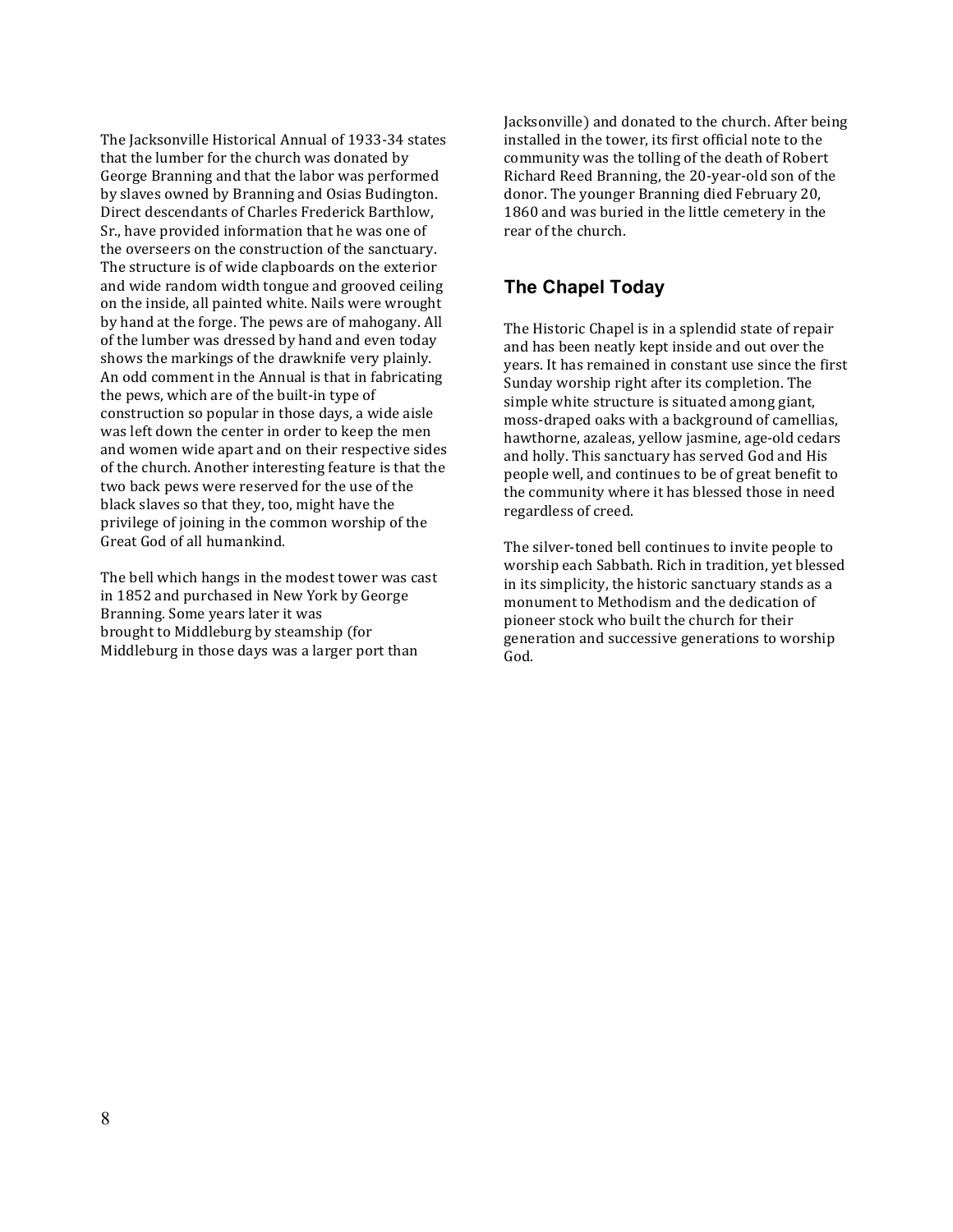The Jacksonville Historical Annual of 1933-34 states that the lumber for the church was donated by George Branning and that the labor was performed by slaves owned by Branning and Osias Budington. Direct descendants of Charles Frederick Barthlow, Sr., have provided information that he was one of the overseers on the construction of the sanctuary. The structure is of wide clapboards on the exterior and wide random width tongue and grooved ceiling on the inside, all painted white. Nails were wrought by hand at the forge. The pews are of mahogany. All of the lumber was dressed by hand and even today shows the markings of the drawknife very plainly. An odd comment in the Annual is that in fabricating the pews, which are of the built-in type of construction so popular in those days, a wide aisle was left down the center in order to keep the men and women wide apart and on their respective sides of the church. Another interesting feature is that the two back pews were reserved for the use of the black slaves so that they, too, might have the privilege of joining in the common worship of the Great God of all humankind.

The bell which hangs in the modest tower was cast in 1852 and purchased in New York by George Branning. Some years later it was brought to Middleburg by steamship (for Middleburg in those days was a larger port than Jacksonville) and donated to the church. After being installed in the tower, its first official note to the community was the tolling of the death of Robert Richard Reed Branning, the 20-year-old son of the donor. The younger Branning died February 20, 1860 and was buried in the little cemetery in the rear of the church.

## The Chapel Today

The Historic Chapel is in a splendid state of repair and has been neatly kept inside and out over the years. It has remained in constant use since the first Sunday worship right after its completion. The simple white structure is situated among giant, moss-draped oaks with a background of camellias, hawthorne, azaleas, yellow jasmine, age-old cedars and holly. This sanctuary has served God and His people well, and continues to be of great benefit to the community where it has blessed those in need regardless of creed.

The silver-toned bell continues to invite people to worship each Sabbath. Rich in tradition, yet blessed in its simplicity, the historic sanctuary stands as a monument to Methodism and the dedication of pioneer stock who built the church for their generation and successive generations to worship God.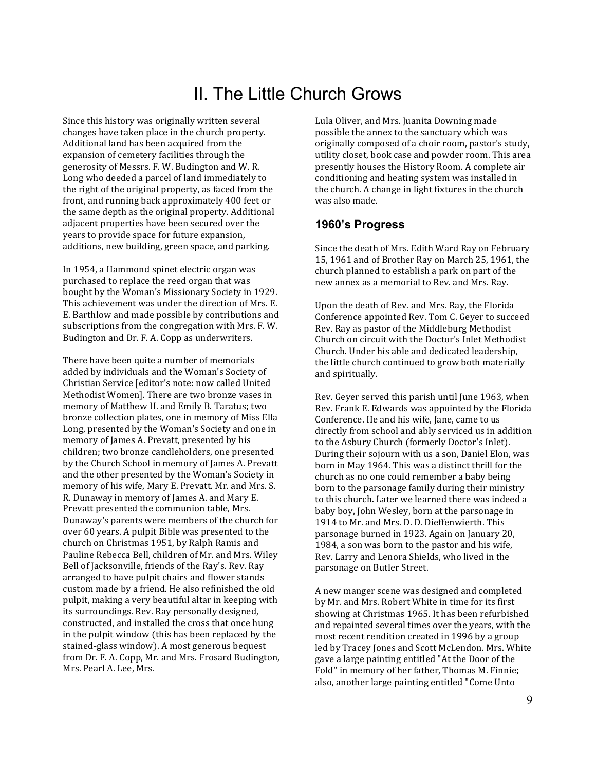# II. The Little Church Grows

Since this history was originally written several changes have taken place in the church property. Additional land has been acquired from the expansion of cemetery facilities through the generosity of Messrs. F. W. Budington and W. R. Long who deeded a parcel of land immediately to the right of the original property, as faced from the front, and running back approximately 400 feet or the same depth as the original property. Additional adjacent properties have been secured over the years to provide space for future expansion, additions, new building, green space, and parking.

In 1954, a Hammond spinet electric organ was purchased to replace the reed organ that was bought by the Woman's Missionary Society in 1929. This achievement was under the direction of Mrs. E. E. Barthlow and made possible by contributions and subscriptions from the congregation with Mrs. F. W. Budington and Dr. F. A. Copp as underwriters.

There have been quite a number of memorials added by individuals and the Woman's Society of Christian Service [editor's note: now called United Methodist Women]. There are two bronze vases in memory of Matthew H. and Emily B. Taratus; two bronze collection plates, one in memory of Miss Ella Long, presented by the Woman's Society and one in memory of James A. Prevatt, presented by his children; two bronze candleholders, one presented by the Church School in memory of James A. Prevatt and the other presented by the Woman's Society in memory of his wife, Mary E. Prevatt. Mr. and Mrs. S. R. Dunaway in memory of James A. and Mary E. Prevatt presented the communion table, Mrs. Dunaway's parents were members of the church for over 60 years. A pulpit Bible was presented to the church on Christmas 1951, by Ralph Ramis and Pauline Rebecca Bell, children of Mr. and Mrs. Wiley Bell of Jacksonville, friends of the Ray's. Rev. Ray arranged to have pulpit chairs and flower stands custom made by a friend. He also refinished the old pulpit, making a very beautiful altar in keeping with its surroundings. Rev. Ray personally designed, constructed, and installed the cross that once hung in the pulpit window (this has been replaced by the stained-glass window). A most generous bequest from Dr. F. A. Copp, Mr. and Mrs. Frosard Budington, Mrs. Pearl A. Lee, Mrs. Lula Oliver, and Mrs. Juanita Downing made possible the annex to the sanctuary which was originally composed of a choir room, pastor's study, utility closet, book case and powder room. This area presently houses the History Room. A complete air conditioning and heating system was installed in the church. A change in light fixtures in the church was also made.

## 1960's Progress

Since the death of Mrs. Edith Ward Ray on February 15, 1961 and of Brother Ray on March 25, 1961, the church planned to establish a park on part of the new annex as a memorial to Rev. and Mrs. Ray.

Upon the death of Rev. and Mrs. Ray, the Florida Conference appointed Rev. Tom C. Geyer to succeed Rev. Ray as pastor of the Middleburg Methodist Church on circuit with the Doctor's Inlet Methodist Church. Under his able and dedicated leadership, the little church continued to grow both materially and spiritually.

Rev. Geyer served this parish until June 1963, when Rev. Frank E. Edwards was appointed by the Florida Conference. He and his wife, Jane, came to us directly from school and ably serviced us in addition to the Asbury Church (formerly Doctor's Inlet). During their sojourn with us a son, Daniel Elon, was born in May 1964. This was a distinct thrill for the church as no one could remember a baby being born to the parsonage family during their ministry to this church. Later we learned there was indeed a baby boy, John Wesley, born at the parsonage in 1914 to Mr. and Mrs. D. D. Dieffenwierth. This parsonage burned in 1923. Again on January 20, 1984, a son was born to the pastor and his wife, Rev. Larry and Lenora Shields, who lived in the parsonage on Butler Street.

A new manger scene was designed and completed by Mr. and Mrs. Robert White in time for its first showing at Christmas 1965. It has been refurbished and repainted several times over the years, with the most recent rendition created in 1996 by a group led by Tracey Jones and Scott McLendon. Mrs. White gave a large painting entitled "At the Door of the Fold" in memory of her father, Thomas M. Finnie; also, another large painting entitled "Come Unto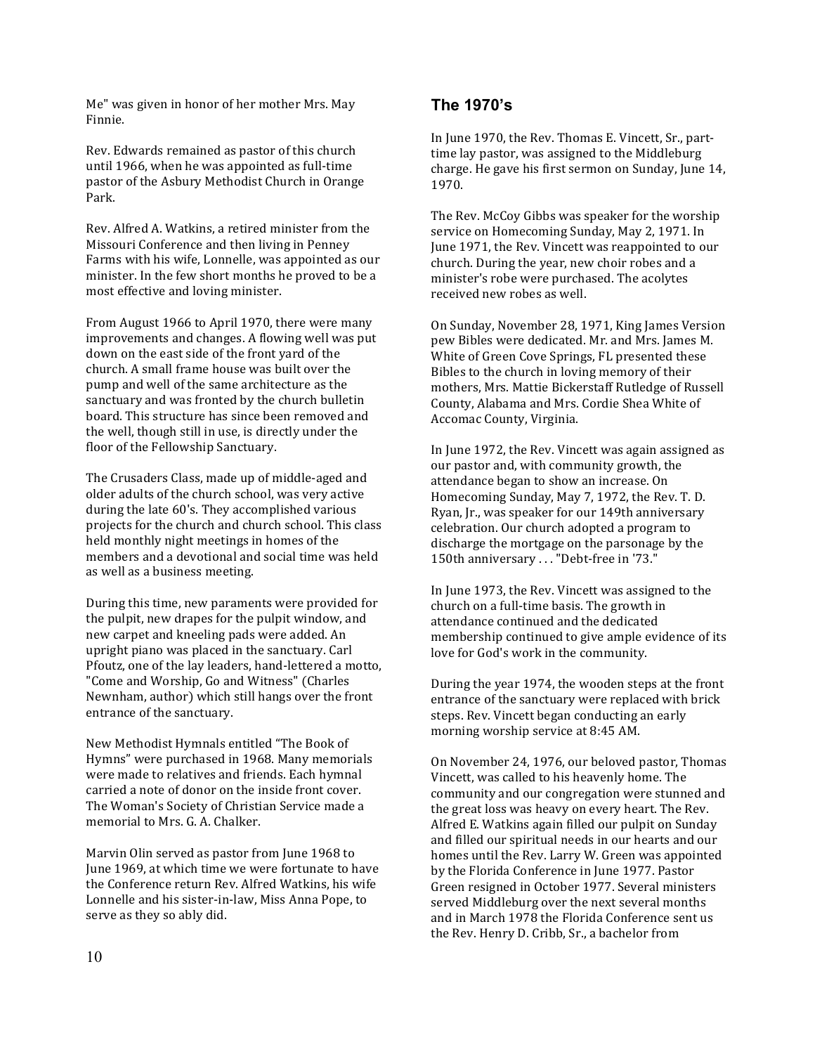Me" was given in honor of her mother Mrs. May Finnie.

Rev. Edwards remained as pastor of this church until 1966, when he was appointed as full-time pastor of the Asbury Methodist Church in Orange Park.

Rev. Alfred A. Watkins, a retired minister from the Missouri Conference and then living in Penney Farms with his wife, Lonnelle, was appointed as our minister. In the few short months he proved to be a most effective and loving minister.

From August 1966 to April 1970, there were many improvements and changes. A flowing well was put down on the east side of the front yard of the church. A small frame house was built over the pump and well of the same architecture as the sanctuary and was fronted by the church bulletin board. This structure has since been removed and the well, though still in use, is directly under the floor of the Fellowship Sanctuary.

The Crusaders Class, made up of middle-aged and older adults of the church school, was very active during the late 60's. They accomplished various projects for the church and church school. This class held monthly night meetings in homes of the members and a devotional and social time was held as well as a business meeting.

During this time, new paraments were provided for the pulpit, new drapes for the pulpit window, and new carpet and kneeling pads were added. An upright piano was placed in the sanctuary. Carl Pfoutz, one of the lay leaders, hand-lettered a motto, "Come and Worship, Go and Witness" (Charles Newnham, author) which still hangs over the front entrance of the sanctuary.

New Methodist Hymnals entitled "The Book of Hymns" were purchased in 1968. Many memorials were made to relatives and friends. Each hymnal carried a note of donor on the inside front cover. The Woman's Society of Christian Service made a memorial to Mrs. G. A. Chalker.

Marvin Olin served as pastor from June 1968 to June 1969, at which time we were fortunate to have the Conference return Rev. Alfred Watkins, his wife Lonnelle and his sister-in-law, Miss Anna Pope, to serve as they so ably did.

## The 1970's

In June 1970, the Rev. Thomas E. Vincett, Sr., part-time lay pastor, was assigned to the Middleburg charge. He gave his first sermon on Sunday, June 14, 1970.

The Rev. McCoy Gibbs was speaker for the worship service on Homecoming Sunday, May 2, 1971. In June 1971, the Rev. Vincett was reappointed to our church. During the year, new choir robes and a minister's robe were purchased. The acolytes received new robes as well.

On Sunday, November 28, 1971, King James Version pew Bibles were dedicated. Mr. and Mrs. James M. White of Green Cove Springs, FL presented these Bibles to the church in loving memory of their mothers, Mrs. Mattie Bickerstaff Rutledge of Russell County, Alabama and Mrs. Cordie Shea White of Accomac County, Virginia.

In June 1972, the Rev. Vincett was again assigned as our pastor and, with community growth, the attendance began to show an increase. On Homecoming Sunday, May 7, 1972, the Rev. T. D. Ryan, Jr., was speaker for our 149th anniversary celebration. Our church adopted a program to discharge the mortgage on the parsonage by the 150th anniversary . . . "Debt-free in '73."

In June 1973, the Rev. Vincett was assigned to the church on a full-time basis. The growth in attendance continued and the dedicated membership continued to give ample evidence of its love for God's work in the community.

During the year 1974, the wooden steps at the front entrance of the sanctuary were replaced with brick steps. Rev. Vincett began conducting an early morning worship service at 8:45 AM.

On November 24, 1976, our beloved pastor, Thomas Vincett, was called to his heavenly home. The community and our congregation were stunned and the great loss was heavy on every heart. The Rev. Alfred E. Watkins again filled our pulpit on Sunday and filled our spiritual needs in our hearts and our homes until the Rev. Larry W. Green was appointed by the Florida Conference in June 1977. Pastor Green resigned in October 1977. Several ministers served Middleburg over the next several months and in March 1978 the Florida Conference sent us the Rev. Henry D. Cribb, Sr., a bachelor from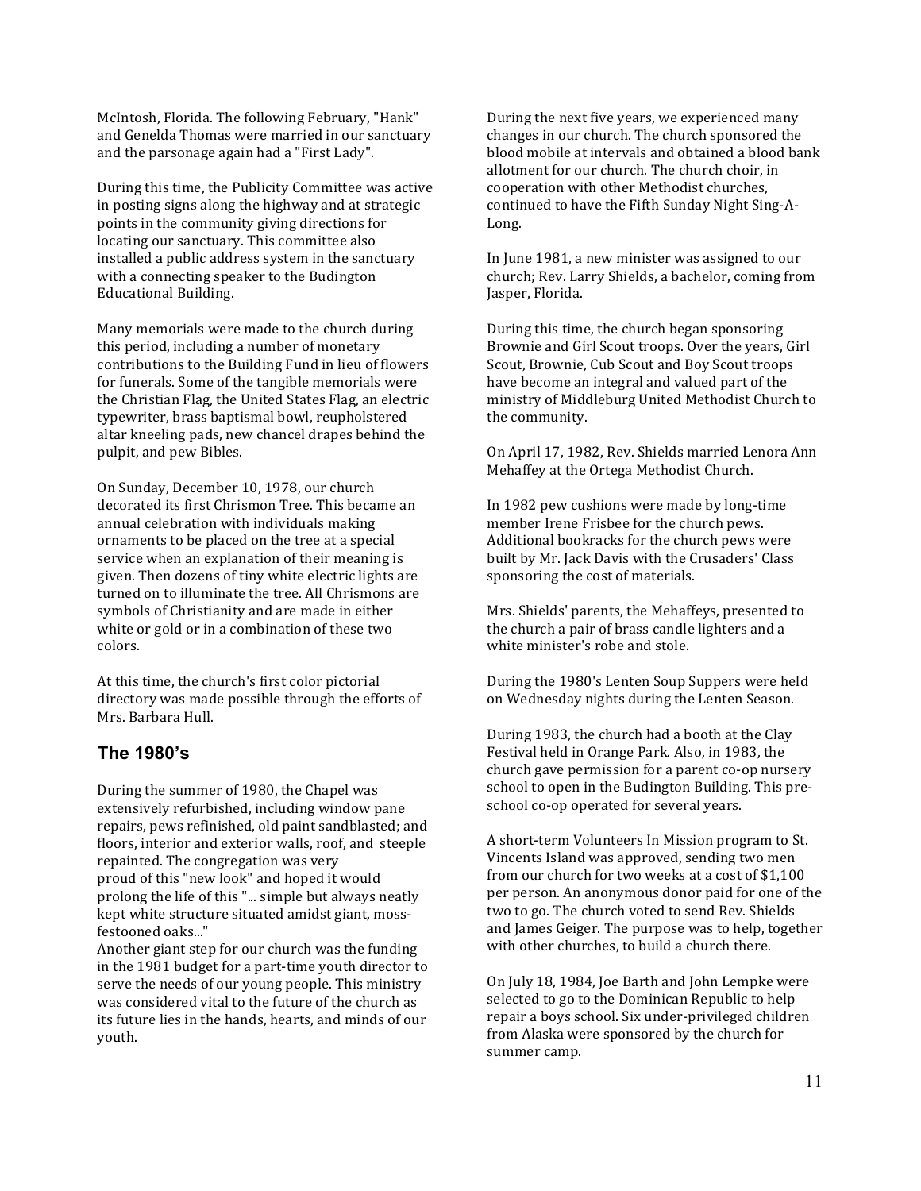McIntosh, Florida. The following February, "Hank" and Genelda Thomas were married in our sanctuary and the parsonage again had a "First Lady".

During this time, the Publicity Committee was active in posting signs along the highway and at strategic points in the community giving directions for locating our sanctuary. This committee also installed a public address system in the sanctuary with a connecting speaker to the Budington Educational Building.

Many memorials were made to the church during this period, including a number of monetary contributions to the Building Fund in lieu of flowers for funerals. Some of the tangible memorials were the Christian Flag, the United States Flag, an electric typewriter, brass baptismal bowl, reupholstered altar kneeling pads, new chancel drapes behind the pulpit, and pew Bibles.

On Sunday, December 10, 1978, our church decorated its first Chrismon Tree. This became an annual celebration with individuals making ornaments to be placed on the tree at a special service when an explanation of their meaning is given. Then dozens of tiny white electric lights are turned on to illuminate the tree. All Chrismons are symbols of Christianity and are made in either white or gold or in a combination of these two colors.

At this time, the church's first color pictorial directory was made possible through the efforts of Mrs. Barbara Hull.

## The 1980's

During the summer of 1980, the Chapel was extensively refurbished, including window pane repairs, pews refinished, old paint sandblasted; and floors, interior and exterior walls, roof, and steeple repainted. The congregation was very proud of this "new look" and hoped it would prolong the life of this "... simple but always neatly kept white structure situated amidst giant, moss-festooned oaks..."

Another giant step for our church was the funding in the 1981 budget for a part-time youth director to serve the needs of our young people. This ministry was considered vital to the future of the church as its future lies in the hands, hearts, and minds of our youth.

During the next five years, we experienced many changes in our church. The church sponsored the blood mobile at intervals and obtained a blood bank allotment for our church. The church choir, in cooperation with other Methodist churches, continued to have the Fifth Sunday Night Sing-A-Long.

In June 1981, a new minister was assigned to our church; Rev. Larry Shields, a bachelor, coming from Jasper, Florida.

During this time, the church began sponsoring Brownie and Girl Scout troops. Over the years, Girl Scout, Brownie, Cub Scout and Boy Scout troops have become an integral and valued part of the ministry of Middleburg United Methodist Church to the community.

On April 17, 1982, Rev. Shields married Lenora Ann Mehaffey at the Ortega Methodist Church.

In 1982 pew cushions were made by long-time member Irene Frisbee for the church pews. Additional bookracks for the church pews were built by Mr. Jack Davis with the Crusaders' Class sponsoring the cost of materials.

Mrs. Shields' parents, the Mehaffeys, presented to the church a pair of brass candle lighters and a white minister's robe and stole.

During the 1980's Lenten Soup Suppers were held on Wednesday nights during the Lenten Season.

During 1983, the church had a booth at the Clay Festival held in Orange Park. Also, in 1983, the church gave permission for a parent co-op nursery school to open in the Budington Building. This pre-school co-op operated for several years.

A short-term Volunteers In Mission program to St. Vincents Island was approved, sending two men from our church for two weeks at a cost of $1,100 per person. An anonymous donor paid for one of the two to go. The church voted to send Rev. Shields and James Geiger. The purpose was to help, together with other churches, to build a church there.

On July 18, 1984, Joe Barth and John Lempke were selected to go to the Dominican Republic to help repair a boys school. Six under-privileged children from Alaska were sponsored by the church for summer camp.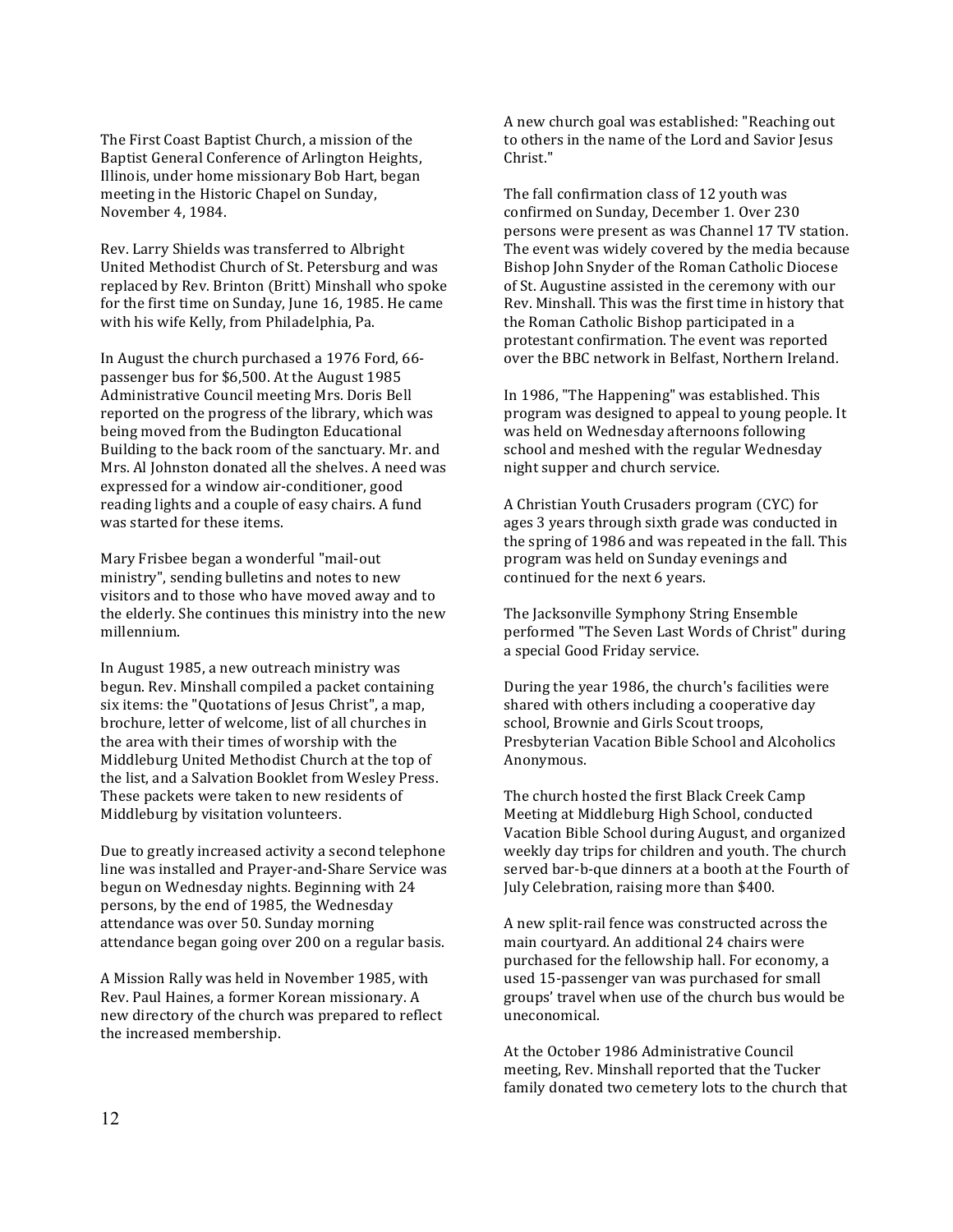The First Coast Baptist Church, a mission of the Baptist General Conference of Arlington Heights, Illinois, under home missionary Bob Hart, began meeting in the Historic Chapel on Sunday, November 4, 1984.

Rev. Larry Shields was transferred to Albright United Methodist Church of St. Petersburg and was replaced by Rev. Brinton (Britt) Minshall who spoke for the first time on Sunday, June 16, 1985. He came with his wife Kelly, from Philadelphia, Pa.

In August the church purchased a 1976 Ford, 66-passenger bus for $6,500. At the August 1985 Administrative Council meeting Mrs. Doris Bell reported on the progress of the library, which was being moved from the Budington Educational Building to the back room of the sanctuary. Mr. and Mrs. Al Johnston donated all the shelves. A need was expressed for a window air-conditioner, good reading lights and a couple of easy chairs. A fund was started for these items.

Mary Frisbee began a wonderful "mail-out ministry", sending bulletins and notes to new visitors and to those who have moved away and to the elderly. She continues this ministry into the new millennium.

In August 1985, a new outreach ministry was begun. Rev. Minshall compiled a packet containing six items: the "Quotations of Jesus Christ", a map, brochure, letter of welcome, list of all churches in the area with their times of worship with the Middleburg United Methodist Church at the top of the list, and a Salvation Booklet from Wesley Press. These packets were taken to new residents of Middleburg by visitation volunteers.

Due to greatly increased activity a second telephone line was installed and Prayer-and-Share Service was begun on Wednesday nights. Beginning with 24 persons, by the end of 1985, the Wednesday attendance was over 50. Sunday morning attendance began going over 200 on a regular basis.

A Mission Rally was held in November 1985, with Rev. Paul Haines, a former Korean missionary. A new directory of the church was prepared to reflect the increased membership.

A new church goal was established: "Reaching out to others in the name of the Lord and Savior Jesus Christ."

The fall confirmation class of 12 youth was confirmed on Sunday, December 1. Over 230 persons were present as was Channel 17 TV station. The event was widely covered by the media because Bishop John Snyder of the Roman Catholic Diocese of St. Augustine assisted in the ceremony with our Rev. Minshall. This was the first time in history that the Roman Catholic Bishop participated in a protestant confirmation. The event was reported over the BBC network in Belfast, Northern Ireland.

In 1986, "The Happening" was established. This program was designed to appeal to young people. It was held on Wednesday afternoons following school and meshed with the regular Wednesday night supper and church service.

A Christian Youth Crusaders program (CYC) for ages 3 years through sixth grade was conducted in the spring of 1986 and was repeated in the fall. This program was held on Sunday evenings and continued for the next 6 years.

The Jacksonville Symphony String Ensemble performed "The Seven Last Words of Christ" during a special Good Friday service.

During the year 1986, the church's facilities were shared with others including a cooperative day school, Brownie and Girls Scout troops, Presbyterian Vacation Bible School and Alcoholics Anonymous.

The church hosted the first Black Creek Camp Meeting at Middleburg High School, conducted Vacation Bible School during August, and organized weekly day trips for children and youth. The church served bar-b-que dinners at a booth at the Fourth of July Celebration, raising more than $400.

A new split-rail fence was constructed across the main courtyard. An additional 24 chairs were purchased for the fellowship hall. For economy, a used 15-passenger van was purchased for small groups' travel when use of the church bus would be uneconomical.

At the October 1986 Administrative Council meeting, Rev. Minshall reported that the Tucker family donated two cemetery lots to the church that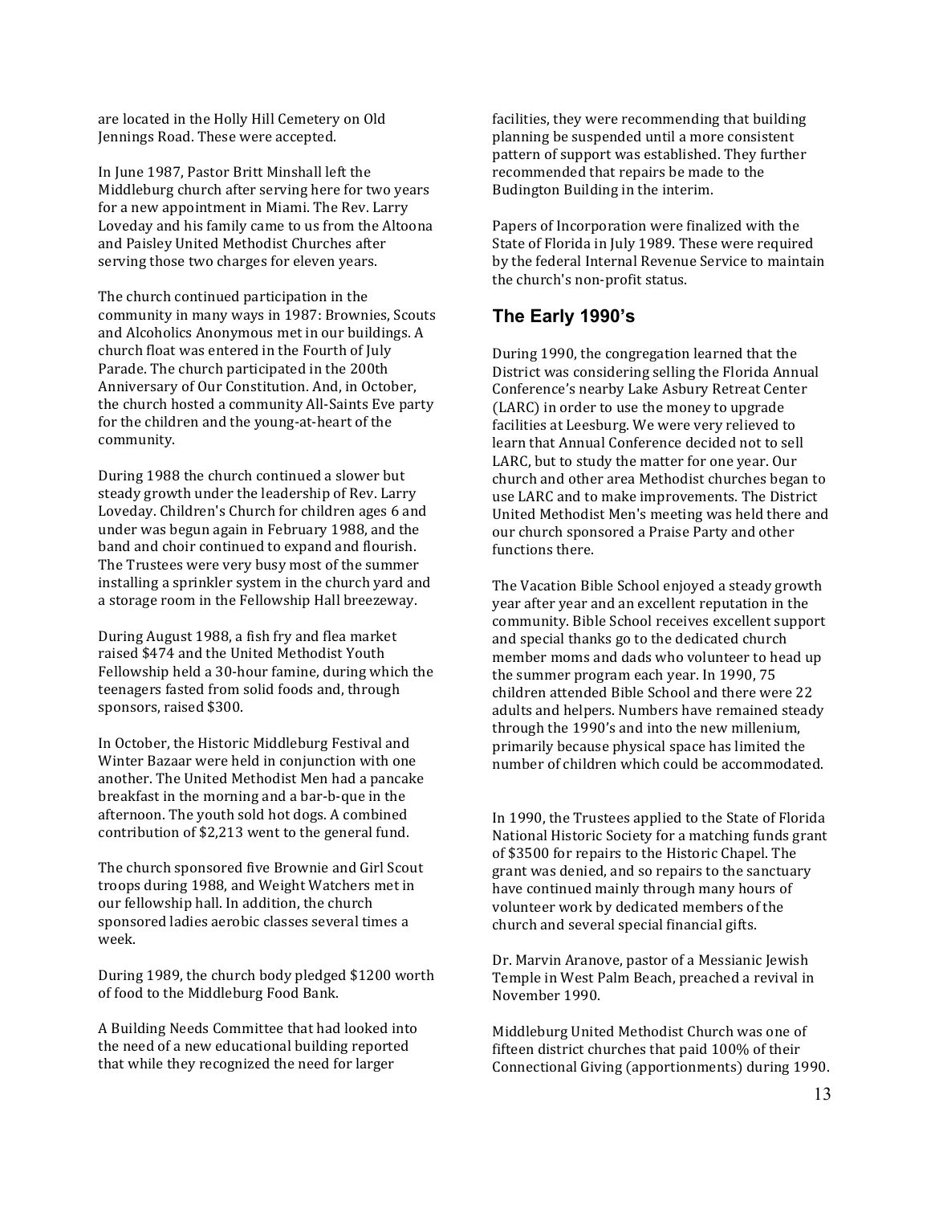are located in the Holly Hill Cemetery on Old Jennings Road. These were accepted.

In June 1987, Pastor Britt Minshall left the Middleburg church after serving here for two years for a new appointment in Miami. The Rev. Larry Loveday and his family came to us from the Altoona and Paisley United Methodist Churches after serving those two charges for eleven years.

The church continued participation in the community in many ways in 1987: Brownies, Scouts and Alcoholics Anonymous met in our buildings. A church float was entered in the Fourth of July Parade. The church participated in the 200th Anniversary of Our Constitution. And, in October, the church hosted a community All-Saints Eve party for the children and the young-at-heart of the community.

During 1988 the church continued a slower but steady growth under the leadership of Rev. Larry Loveday. Children's Church for children ages 6 and under was begun again in February 1988, and the band and choir continued to expand and flourish. The Trustees were very busy most of the summer installing a sprinkler system in the church yard and a storage room in the Fellowship Hall breezeway.

During August 1988, a fish fry and flea market raised $474 and the United Methodist Youth Fellowship held a 30-hour famine, during which the teenagers fasted from solid foods and, through sponsors, raised $300.

In October, the Historic Middleburg Festival and Winter Bazaar were held in conjunction with one another. The United Methodist Men had a pancake breakfast in the morning and a bar-b-que in the afternoon. The youth sold hot dogs. A combined contribution of $2,213 went to the general fund.

The church sponsored five Brownie and Girl Scout troops during 1988, and Weight Watchers met in our fellowship hall. In addition, the church sponsored ladies aerobic classes several times a week.

During 1989, the church body pledged $1200 worth of food to the Middleburg Food Bank.

A Building Needs Committee that had looked into the need of a new educational building reported that while they recognized the need for larger facilities, they were recommending that building planning be suspended until a more consistent pattern of support was established. They further recommended that repairs be made to the Budington Building in the interim.

Papers of Incorporation were finalized with the State of Florida in July 1989. These were required by the federal Internal Revenue Service to maintain the church's non-profit status.

## The Early 1990's

During 1990, the congregation learned that the District was considering selling the Florida Annual Conference's nearby Lake Asbury Retreat Center (LARC) in order to use the money to upgrade facilities at Leesburg. We were very relieved to learn that Annual Conference decided not to sell LARC, but to study the matter for one year. Our church and other area Methodist churches began to use LARC and to make improvements. The District United Methodist Men's meeting was held there and our church sponsored a Praise Party and other functions there.

The Vacation Bible School enjoyed a steady growth year after year and an excellent reputation in the community. Bible School receives excellent support and special thanks go to the dedicated church member moms and dads who volunteer to head up the summer program each year. In 1990, 75 children attended Bible School and there were 22 adults and helpers. Numbers have remained steady through the 1990's and into the new millenium, primarily because physical space has limited the number of children which could be accommodated.

In 1990, the Trustees applied to the State of Florida National Historic Society for a matching funds grant of $3500 for repairs to the Historic Chapel. The grant was denied, and so repairs to the sanctuary have continued mainly through many hours of volunteer work by dedicated members of the church and several special financial gifts.

Dr. Marvin Aranove, pastor of a Messianic Jewish Temple in West Palm Beach, preached a revival in November 1990.

Middleburg United Methodist Church was one of fifteen district churches that paid 100% of their Connectional Giving (apportionments) during 1990.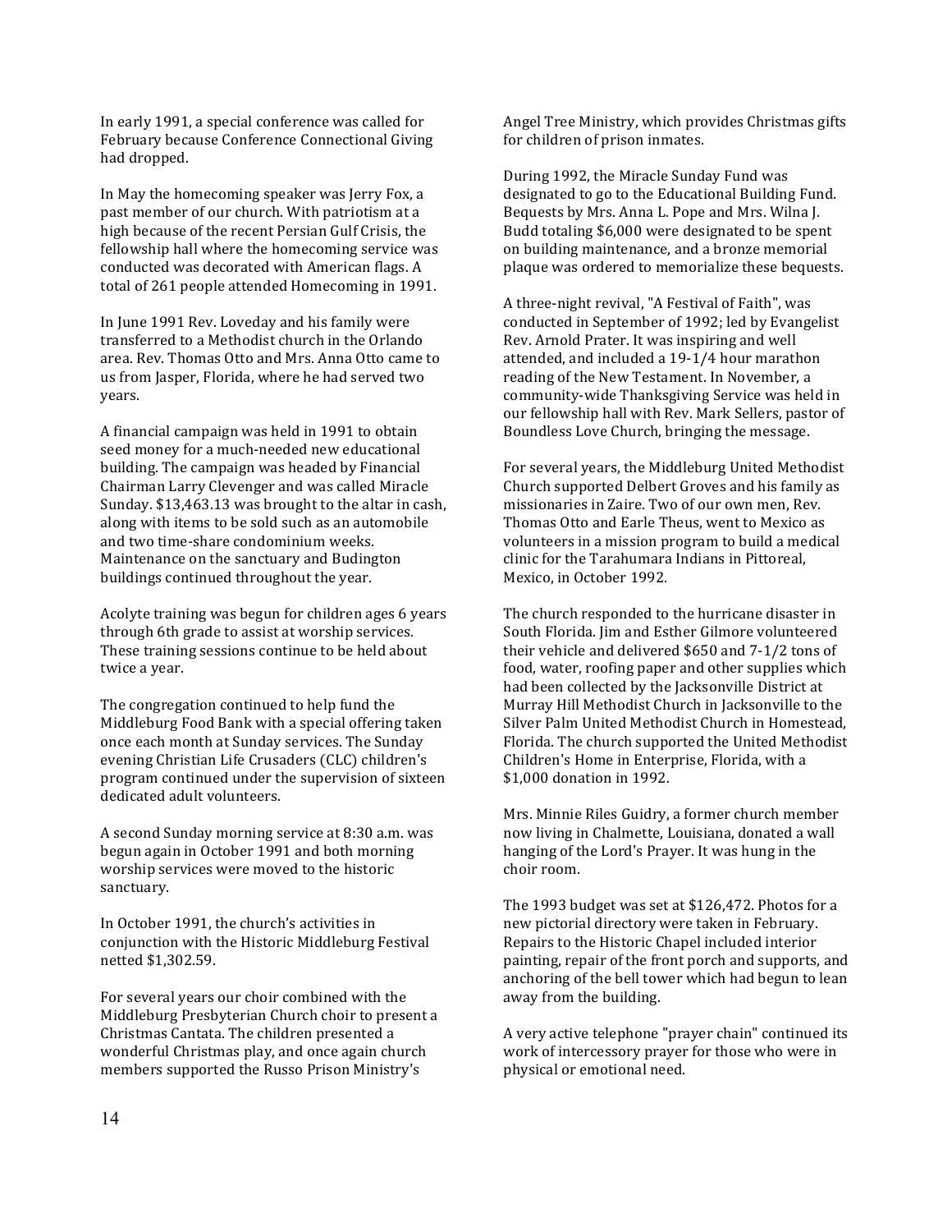In early 1991, a special conference was called for February because Conference Connectional Giving had dropped.

In May the homecoming speaker was Jerry Fox, a past member of our church. With patriotism at a high because of the recent Persian Gulf Crisis, the fellowship hall where the homecoming service was conducted was decorated with American flags. A total of 261 people attended Homecoming in 1991.

In June 1991 Rev. Loveday and his family were transferred to a Methodist church in the Orlando area. Rev. Thomas Otto and Mrs. Anna Otto came to us from Jasper, Florida, where he had served two years.

A financial campaign was held in 1991 to obtain seed money for a much-needed new educational building. The campaign was headed by Financial Chairman Larry Clevenger and was called Miracle Sunday. $13,463.13 was brought to the altar in cash, along with items to be sold such as an automobile and two time-share condominium weeks. Maintenance on the sanctuary and Budington buildings continued throughout the year.

Acolyte training was begun for children ages 6 years through 6th grade to assist at worship services. These training sessions continue to be held about twice a year.

The congregation continued to help fund the Middleburg Food Bank with a special offering taken once each month at Sunday services. The Sunday evening Christian Life Crusaders (CLC) children's program continued under the supervision of sixteen dedicated adult volunteers.

A second Sunday morning service at 8:30 a.m. was begun again in October 1991 and both morning worship services were moved to the historic sanctuary.

In October 1991, the church's activities in conjunction with the Historic Middleburg Festival netted $1,302.59.

For several years our choir combined with the Middleburg Presbyterian Church choir to present a Christmas Cantata. The children presented a wonderful Christmas play, and once again church members supported the Russo Prison Ministry's Angel Tree Ministry, which provides Christmas gifts for children of prison inmates.

During 1992, the Miracle Sunday Fund was designated to go to the Educational Building Fund. Bequests by Mrs. Anna L. Pope and Mrs. Wilna J. Budd totaling $6,000 were designated to be spent on building maintenance, and a bronze memorial plaque was ordered to memorialize these bequests.

A three-night revival, "A Festival of Faith", was conducted in September of 1992; led by Evangelist Rev. Arnold Prater. It was inspiring and well attended, and included a 19-1/4 hour marathon reading of the New Testament. In November, a community-wide Thanksgiving Service was held in our fellowship hall with Rev. Mark Sellers, pastor of Boundless Love Church, bringing the message.

For several years, the Middleburg United Methodist Church supported Delbert Groves and his family as missionaries in Zaire. Two of our own men, Rev. Thomas Otto and Earle Theus, went to Mexico as volunteers in a mission program to build a medical clinic for the Tarahumara Indians in Pittoreal, Mexico, in October 1992.

The church responded to the hurricane disaster in South Florida. Jim and Esther Gilmore volunteered their vehicle and delivered $650 and 7-1/2 tons of food, water, roofing paper and other supplies which had been collected by the Jacksonville District at Murray Hill Methodist Church in Jacksonville to the Silver Palm United Methodist Church in Homestead, Florida. The church supported the United Methodist Children's Home in Enterprise, Florida, with a $1,000 donation in 1992.

Mrs. Minnie Riles Guidry, a former church member now living in Chalmette, Louisiana, donated a wall hanging of the Lord's Prayer. It was hung in the choir room.

The 1993 budget was set at $126,472. Photos for a new pictorial directory were taken in February. Repairs to the Historic Chapel included interior painting, repair of the front porch and supports, and anchoring of the bell tower which had begun to lean away from the building.

A very active telephone "prayer chain" continued its work of intercessory prayer for those who were in physical or emotional need.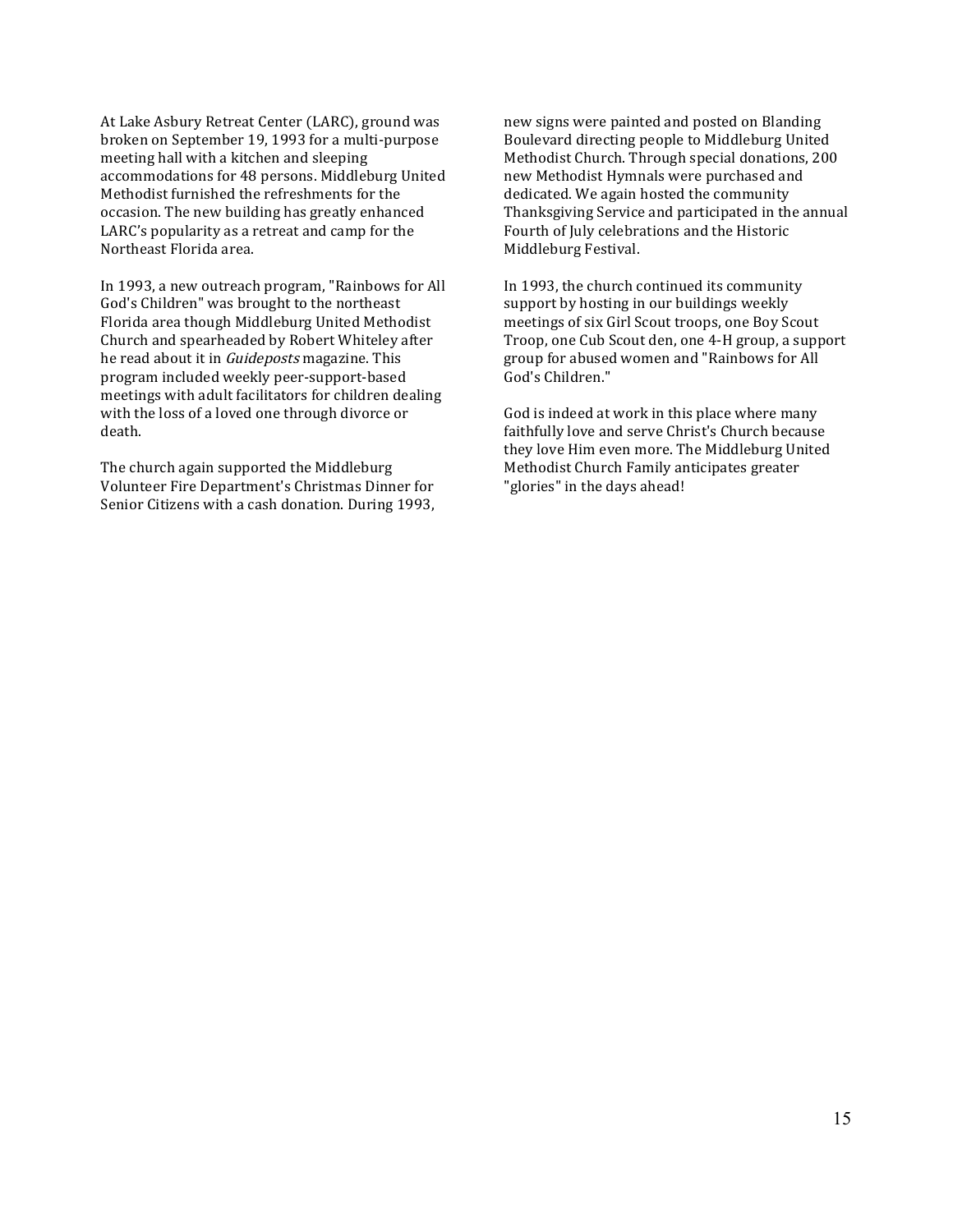At Lake Asbury Retreat Center (LARC), ground was broken on September 19, 1993 for a multi-purpose meeting hall with a kitchen and sleeping accommodations for 48 persons. Middleburg United Methodist furnished the refreshments for the occasion. The new building has greatly enhanced LARC's popularity as a retreat and camp for the Northeast Florida area.

In 1993, a new outreach program, "Rainbows for All God's Children" was brought to the northeast Florida area though Middleburg United Methodist Church and spearheaded by Robert Whiteley after he read about it in *Guideposts* magazine. This program included weekly peer-support-based meetings with adult facilitators for children dealing with the loss of a loved one through divorce or death.

The church again supported the Middleburg Volunteer Fire Department's Christmas Dinner for Senior Citizens with a cash donation. During 1993, new signs were painted and posted on Blanding Boulevard directing people to Middleburg United Methodist Church. Through special donations, 200 new Methodist Hymnals were purchased and dedicated. We again hosted the community Thanksgiving Service and participated in the annual Fourth of July celebrations and the Historic Middleburg Festival.

In 1993, the church continued its community support by hosting in our buildings weekly meetings of six Girl Scout troops, one Boy Scout Troop, one Cub Scout den, one 4-H group, a support group for abused women and "Rainbows for All God's Children."

God is indeed at work in this place where many faithfully love and serve Christ's Church because they love Him even more. The Middleburg United Methodist Church Family anticipates greater "glories" in the days ahead!